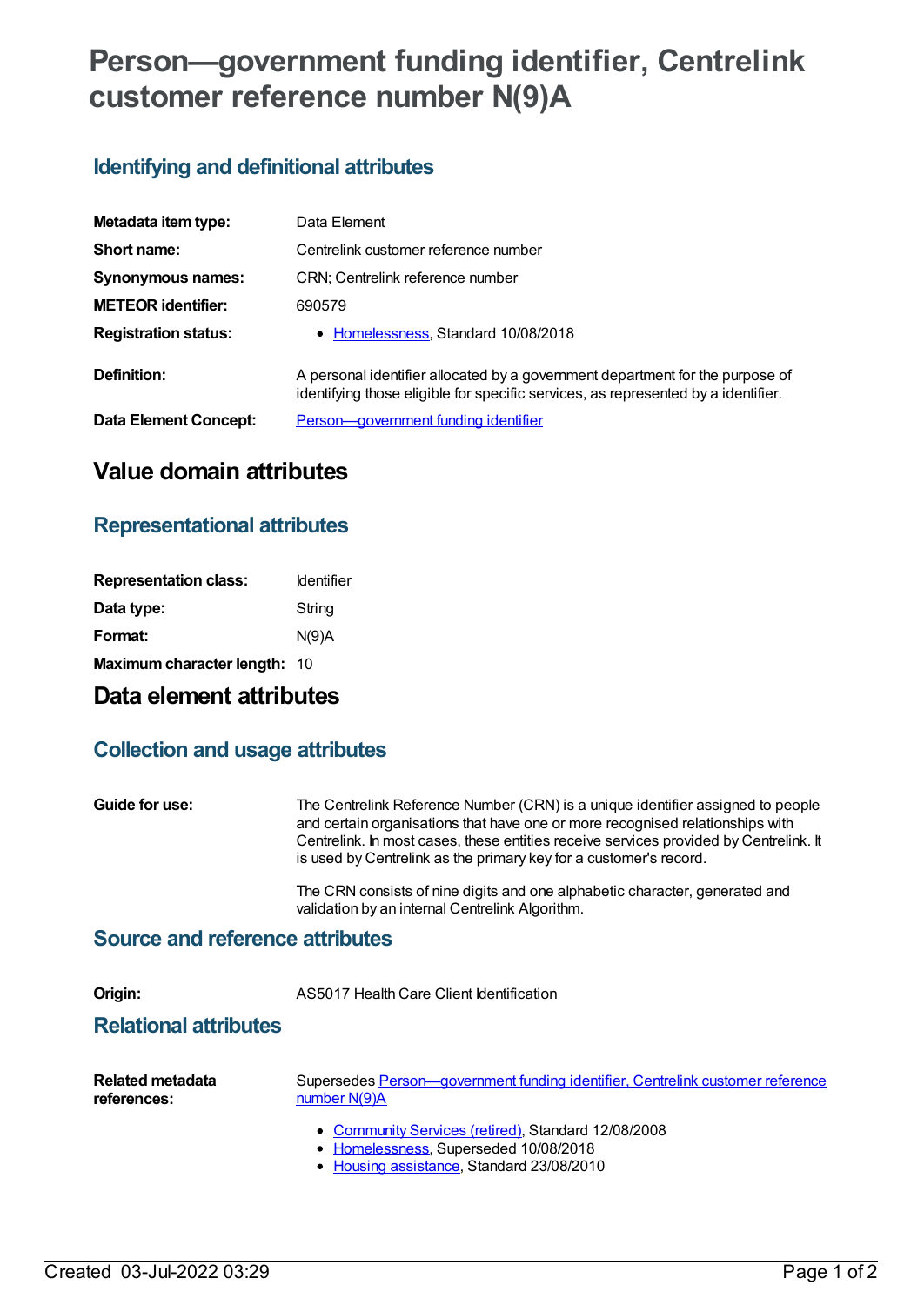# Person—government funding identifier, Centrelink customer reference number N(9)A

## Identifying and definitional attributes

| | |
|---|---|
| **Metadata item type:** | Data Element |
| **Short name:** | Centrelink customer reference number |
| **Synonymous names:** | CRN; Centrelink reference number |
| **METEOR identifier:** | 690579 |
| **Registration status:** | • Homelessness, Standard 10/08/2018 |
| **Definition:** | A personal identifier allocated by a government department for the purpose of identifying those eligible for specific services, as represented by a identifier. |
| **Data Element Concept:** | Person—government funding identifier |

# Value domain attributes

## Representational attributes

| | |
|---|---|
| **Representation class:** | Identifier |
| **Data type:** | String |
| **Format:** | N(9)A |
| **Maximum character length:** | 10 |

# Data element attributes

## Collection and usage attributes

**Guide for use:**

The Centrelink Reference Number (CRN) is a unique identifier assigned to people and certain organisations that have one or more recognised relationships with Centrelink. In most cases, these entities receive services provided by Centrelink. It is used by Centrelink as the primary key for a customer's record.

The CRN consists of nine digits and one alphabetic character, generated and validation by an internal Centrelink Algorithm.

## Source and reference attributes

**Origin:** AS5017 Health Care Client Identification

## Relational attributes

**Related metadata references:**

Supersedes Person—government funding identifier, Centrelink customer reference number N(9)A

- Community Services (retired), Standard 12/08/2008
- Homelessness, Superseded 10/08/2018
- Housing assistance, Standard 23/08/2010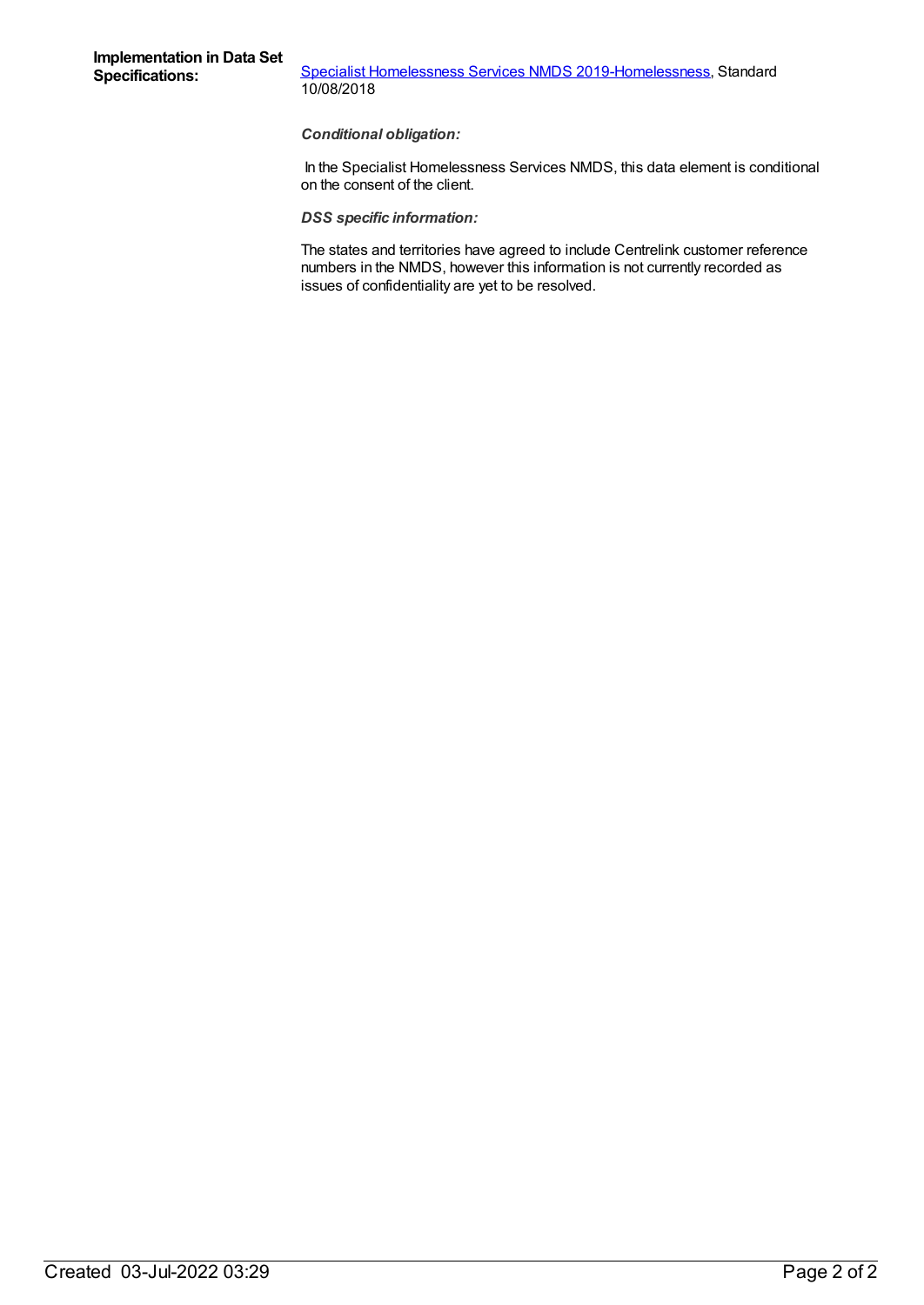**Implementation in Data Set Specifications:**

Specialist Homelessness Services NMDS 2019-Homelessness, Standard 10/08/2018

***Conditional obligation:***

In the Specialist Homelessness Services NMDS, this data element is conditional on the consent of the client.

***DSS specific information:***

The states and territories have agreed to include Centrelink customer reference numbers in the NMDS, however this information is not currently recorded as issues of confidentiality are yet to be resolved.